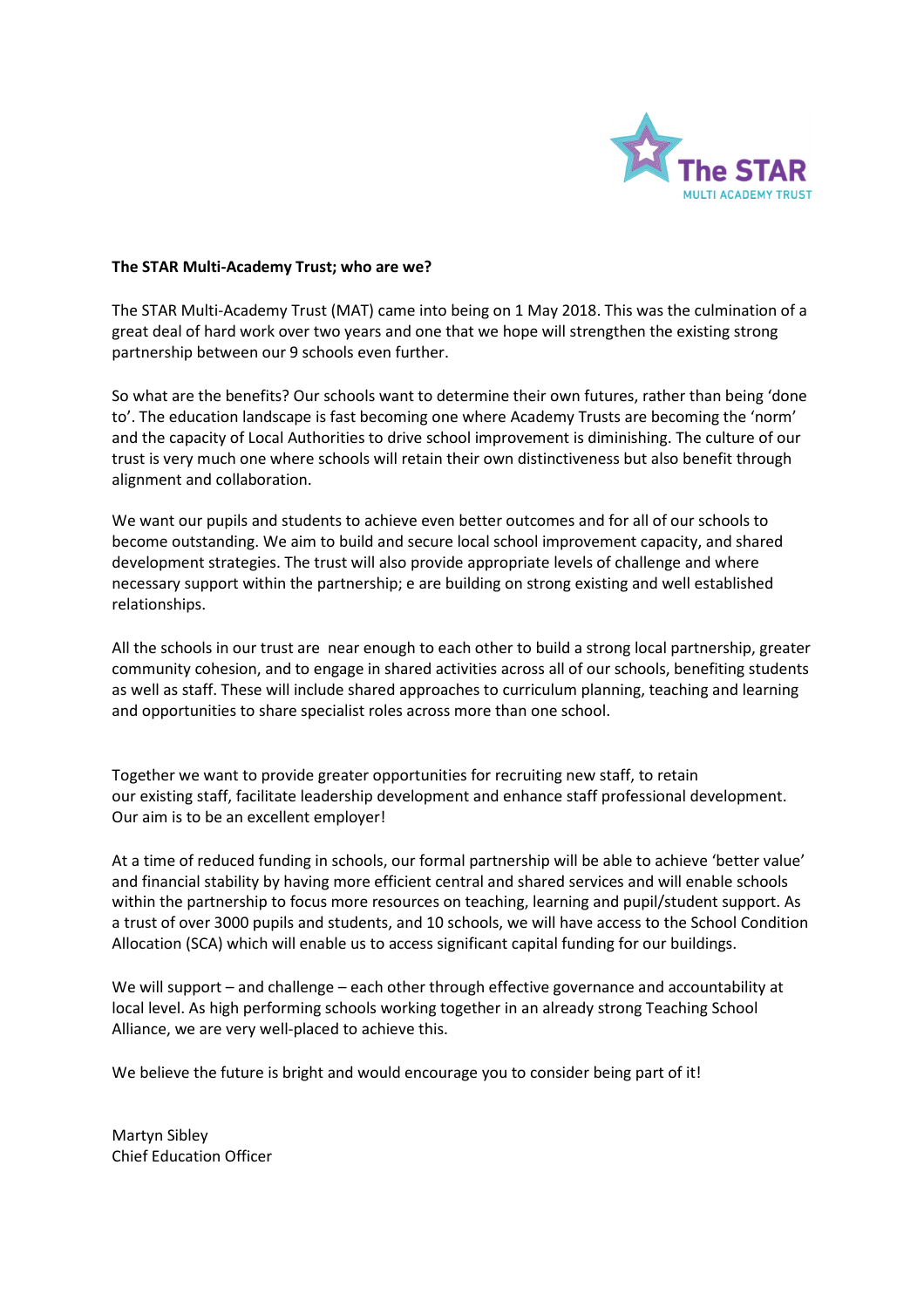**The STAR Multi-Academy Trust; who are we?**

The STAR Multi-Academy Trust (MAT) came into being on 1 May 2018. This was the culmination of a great deal of hard work over two years and one that we hope will strengthen the existing strong partnership between our 9 schools even further.

So what are the benefits? Our schools want to determine their own futures, rather than being 'done to'. The education landscape is fast becoming one where Academy Trusts are becoming the 'norm' and the capacity of Local Authorities to drive school improvement is diminishing. The culture of our trust is very much one where schools will retain their own distinctiveness but also benefit through alignment and collaboration.

We want our pupils and students to achieve even better outcomes and for all of our schools to become outstanding. We aim to build and secure local school improvement capacity, and shared development strategies. The trust will also provide appropriate levels of challenge and where necessary support within the partnership; e are building on strong existing and well established relationships.

All the schools in our trust are near enough to each other to build a strong local partnership, greater community cohesion, and to engage in shared activities across all of our schools, benefiting students as well as staff. These will include shared approaches to curriculum planning, teaching and learning and opportunities to share specialist roles across more than one school.

Together we want to provide greater opportunities for recruiting new staff, to retain our existing staff, facilitate leadership development and enhance staff professional development. Our aim is to be an excellent employer!

At a time of reduced funding in schools, our formal partnership will be able to achieve 'better value' and financial stability by having more efficient central and shared services and will enable schools within the partnership to focus more resources on teaching, learning and pupil/student support. As a trust of over 3000 pupils and students, and 10 schools, we will have access to the School Condition Allocation (SCA) which will enable us to access significant capital funding for our buildings.

We will support – and challenge – each other through effective governance and accountability at local level. As high performing schools working together in an already strong Teaching School Alliance, we are very well-placed to achieve this.

We believe the future is bright and would encourage you to consider being part of it!

Martyn Sibley
Chief Education Officer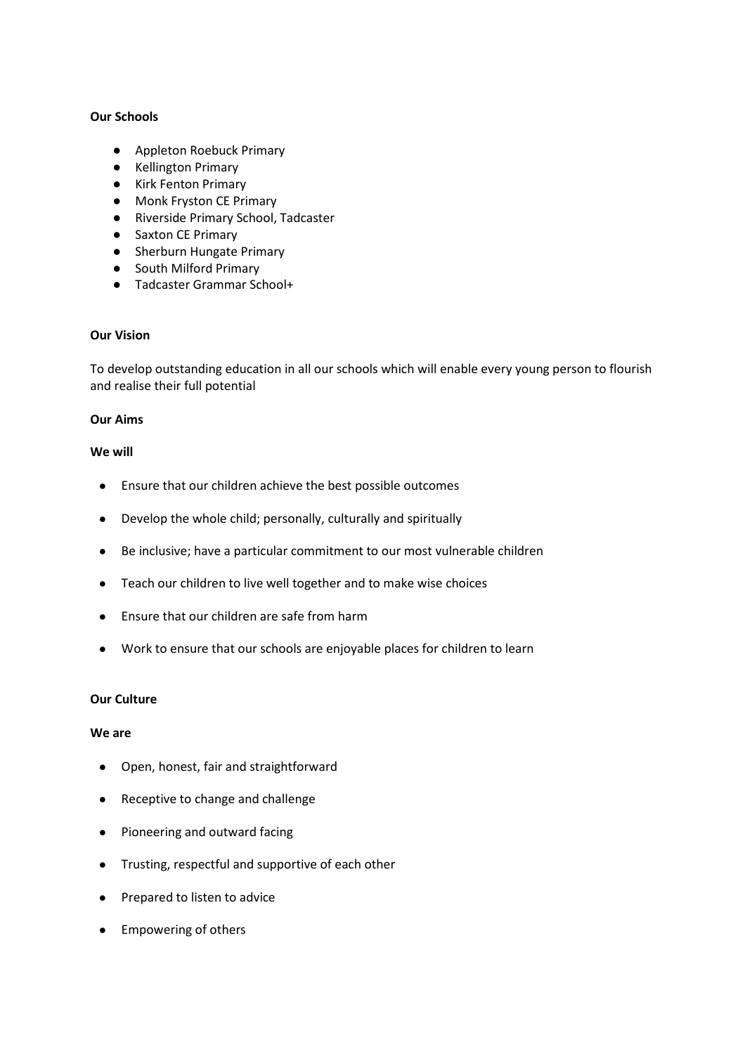**Our Schools**

- Appleton Roebuck Primary
- Kellington Primary
- Kirk Fenton Primary
- Monk Fryston CE Primary
- Riverside Primary School, Tadcaster
- Saxton CE Primary
- Sherburn Hungate Primary
- South Milford Primary
- Tadcaster Grammar School+

**Our Vision**

To develop outstanding education in all our schools which will enable every young person to flourish and realise their full potential

**Our Aims**

**We will**

- Ensure that our children achieve the best possible outcomes
- Develop the whole child; personally, culturally and spiritually
- Be inclusive; have a particular commitment to our most vulnerable children
- Teach our children to live well together and to make wise choices
- Ensure that our children are safe from harm
- Work to ensure that our schools are enjoyable places for children to learn

**Our Culture**

**We are**

- Open, honest, fair and straightforward
- Receptive to change and challenge
- Pioneering and outward facing
- Trusting, respectful and supportive of each other
- Prepared to listen to advice
- Empowering of others